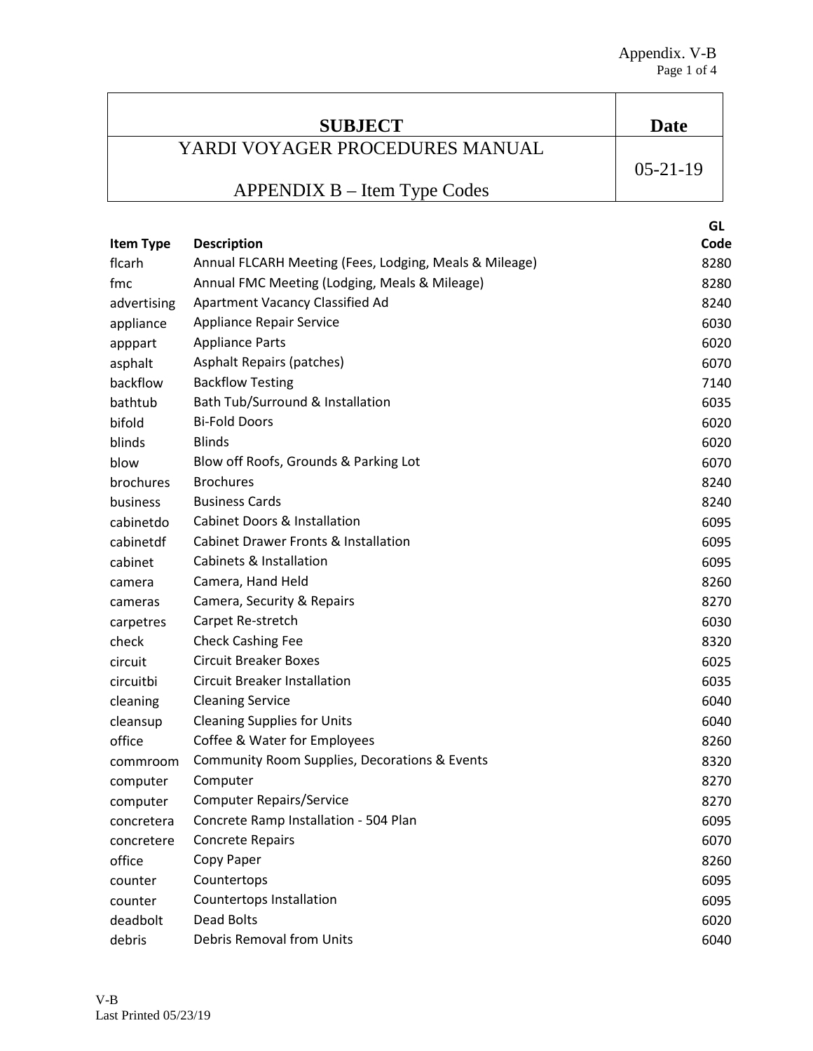| SUBJECT | Date |
|---|---|
| YARDI VOYAGER PROCEDURES MANUAL<br><br>APPENDIX B – Item Type Codes | 05-21-19 |

| Item Type | Description | GL Code |
|---|---|---|
| flcarh | Annual FLCARH Meeting (Fees, Lodging, Meals & Mileage) | 8280 |
| fmc | Annual FMC Meeting (Lodging, Meals & Mileage) | 8280 |
| advertising | Apartment Vacancy Classified Ad | 8240 |
| appliance | Appliance Repair Service | 6030 |
| apppart | Appliance Parts | 6020 |
| asphalt | Asphalt Repairs (patches) | 6070 |
| backflow | Backflow Testing | 7140 |
| bathtub | Bath Tub/Surround & Installation | 6035 |
| bifold | Bi-Fold Doors | 6020 |
| blinds | Blinds | 6020 |
| blow | Blow off Roofs, Grounds & Parking Lot | 6070 |
| brochures | Brochures | 8240 |
| business | Business Cards | 8240 |
| cabinetdo | Cabinet Doors & Installation | 6095 |
| cabinetdf | Cabinet Drawer Fronts & Installation | 6095 |
| cabinet | Cabinets & Installation | 6095 |
| camera | Camera, Hand Held | 8260 |
| cameras | Camera, Security & Repairs | 8270 |
| carpetres | Carpet Re-stretch | 6030 |
| check | Check Cashing Fee | 8320 |
| circuit | Circuit Breaker Boxes | 6025 |
| circuitbi | Circuit Breaker Installation | 6035 |
| cleaning | Cleaning Service | 6040 |
| cleansup | Cleaning Supplies for Units | 6040 |
| office | Coffee & Water for Employees | 8260 |
| commroom | Community Room Supplies, Decorations & Events | 8320 |
| computer | Computer | 8270 |
| computer | Computer Repairs/Service | 8270 |
| concretera | Concrete Ramp Installation - 504 Plan | 6095 |
| concretere | Concrete Repairs | 6070 |
| office | Copy Paper | 8260 |
| counter | Countertops | 6095 |
| counter | Countertops Installation | 6095 |
| deadbolt | Dead Bolts | 6020 |
| debris | Debris Removal from Units | 6040 |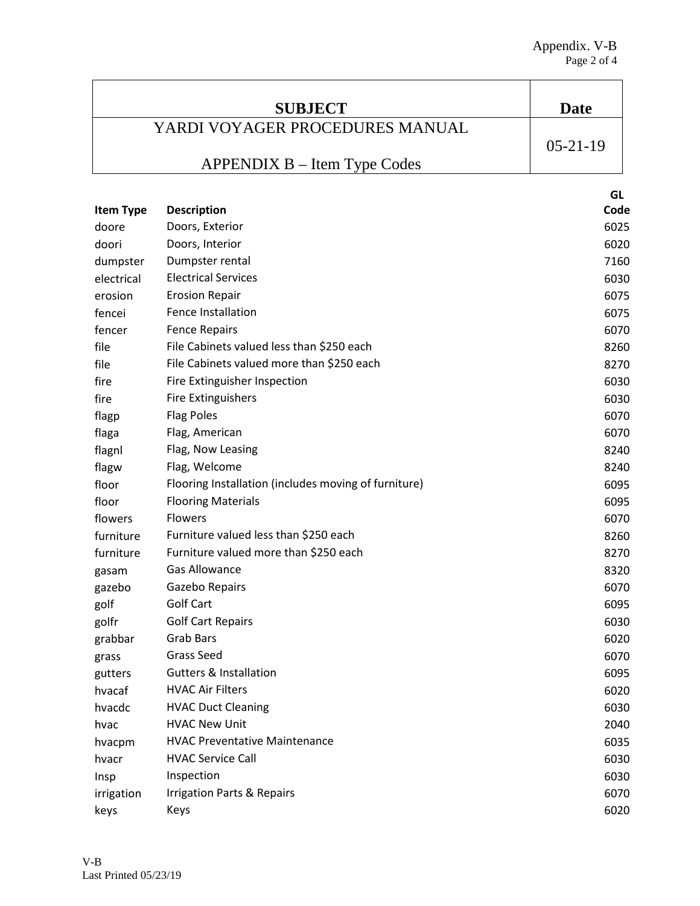| SUBJECT | Date |
| --- | --- |
| YARDI VOYAGER PROCEDURES MANUAL<br><br>APPENDIX B – Item Type Codes | 05-21-19 |

| Item Type | Description | GL Code |
| --- | --- | --- |
| doore | Doors, Exterior | 6025 |
| doori | Doors, Interior | 6020 |
| dumpster | Dumpster rental | 7160 |
| electrical | Electrical Services | 6030 |
| erosion | Erosion Repair | 6075 |
| fencei | Fence Installation | 6075 |
| fencer | Fence Repairs | 6070 |
| file | File Cabinets valued less than $250 each | 8260 |
| file | File Cabinets valued more than $250 each | 8270 |
| fire | Fire Extinguisher Inspection | 6030 |
| fire | Fire Extinguishers | 6030 |
| flagp | Flag Poles | 6070 |
| flaga | Flag, American | 6070 |
| flagnl | Flag, Now Leasing | 8240 |
| flagw | Flag, Welcome | 8240 |
| floor | Flooring Installation (includes moving of furniture) | 6095 |
| floor | Flooring Materials | 6095 |
| flowers | Flowers | 6070 |
| furniture | Furniture valued less than $250 each | 8260 |
| furniture | Furniture valued more than $250 each | 8270 |
| gasam | Gas Allowance | 8320 |
| gazebo | Gazebo Repairs | 6070 |
| golf | Golf Cart | 6095 |
| golfr | Golf Cart Repairs | 6030 |
| grabbar | Grab Bars | 6020 |
| grass | Grass Seed | 6070 |
| gutters | Gutters & Installation | 6095 |
| hvacaf | HVAC Air Filters | 6020 |
| hvacdc | HVAC Duct Cleaning | 6030 |
| hvac | HVAC New Unit | 2040 |
| hvacpm | HVAC Preventative Maintenance | 6035 |
| hvacr | HVAC Service Call | 6030 |
| Insp | Inspection | 6030 |
| irrigation | Irrigation Parts & Repairs | 6070 |
| keys | Keys | 6020 |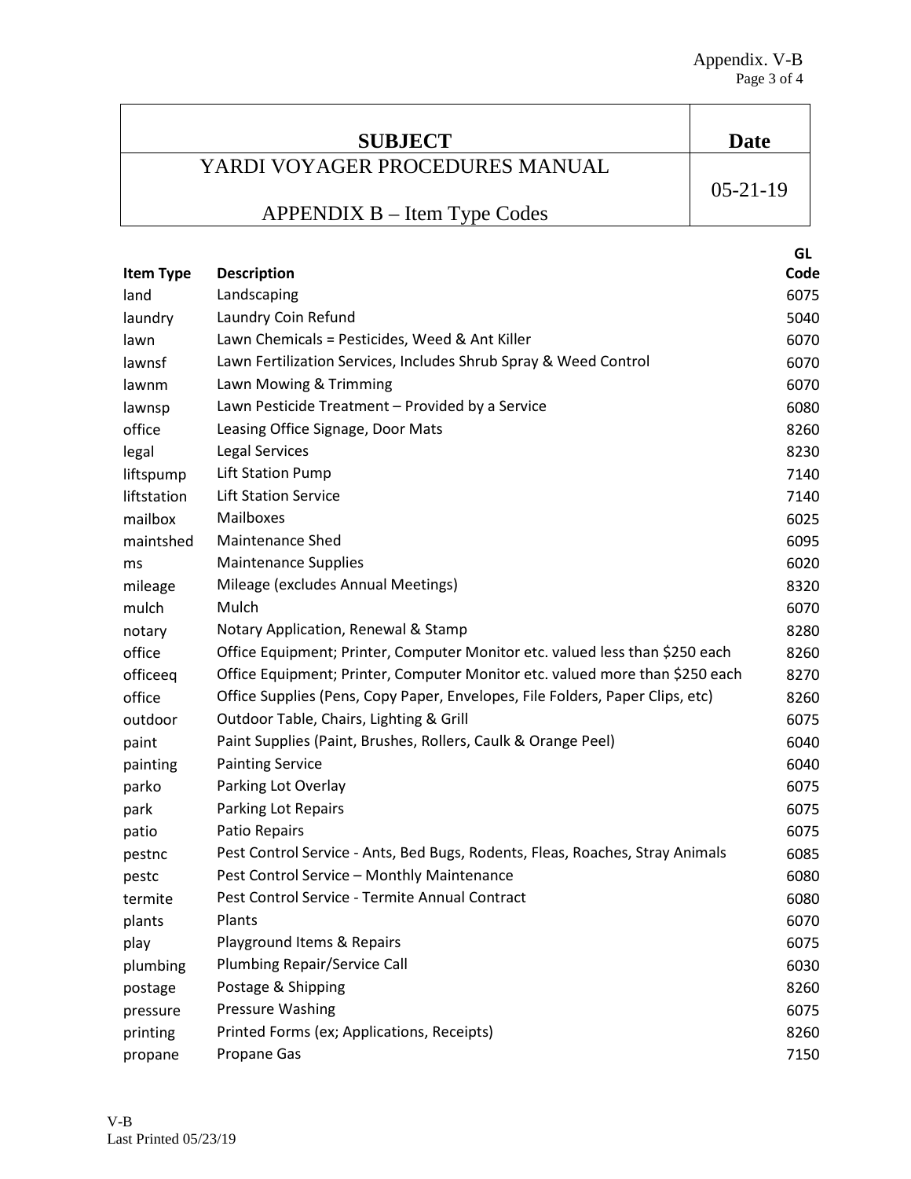| SUBJECT | Date |
| --- | --- |
| YARDI VOYAGER PROCEDURES MANUAL<br><br>APPENDIX B – Item Type Codes | 05-21-19 |

| Item Type | Description | GL Code |
| --- | --- | --- |
| land | Landscaping | 6075 |
| laundry | Laundry Coin Refund | 5040 |
| lawn | Lawn Chemicals = Pesticides, Weed & Ant Killer | 6070 |
| lawnsf | Lawn Fertilization Services, Includes Shrub Spray & Weed Control | 6070 |
| lawnm | Lawn Mowing & Trimming | 6070 |
| lawnsp | Lawn Pesticide Treatment – Provided by a Service | 6080 |
| office | Leasing Office Signage, Door Mats | 8260 |
| legal | Legal Services | 8230 |
| liftspump | Lift Station Pump | 7140 |
| liftstation | Lift Station Service | 7140 |
| mailbox | Mailboxes | 6025 |
| maintshed | Maintenance Shed | 6095 |
| ms | Maintenance Supplies | 6020 |
| mileage | Mileage (excludes Annual Meetings) | 8320 |
| mulch | Mulch | 6070 |
| notary | Notary Application, Renewal & Stamp | 8280 |
| office | Office Equipment; Printer, Computer Monitor etc. valued less than $250 each | 8260 |
| officeeq | Office Equipment; Printer, Computer Monitor etc. valued more than $250 each | 8270 |
| office | Office Supplies (Pens, Copy Paper, Envelopes, File Folders, Paper Clips, etc) | 8260 |
| outdoor | Outdoor Table, Chairs, Lighting & Grill | 6075 |
| paint | Paint Supplies (Paint, Brushes, Rollers, Caulk & Orange Peel) | 6040 |
| painting | Painting Service | 6040 |
| parko | Parking Lot Overlay | 6075 |
| park | Parking Lot Repairs | 6075 |
| patio | Patio Repairs | 6075 |
| pestnc | Pest Control Service - Ants, Bed Bugs, Rodents, Fleas, Roaches, Stray Animals | 6085 |
| pestc | Pest Control Service – Monthly Maintenance | 6080 |
| termite | Pest Control Service - Termite Annual Contract | 6080 |
| plants | Plants | 6070 |
| play | Playground Items & Repairs | 6075 |
| plumbing | Plumbing Repair/Service Call | 6030 |
| postage | Postage & Shipping | 8260 |
| pressure | Pressure Washing | 6075 |
| printing | Printed Forms (ex; Applications, Receipts) | 8260 |
| propane | Propane Gas | 7150 |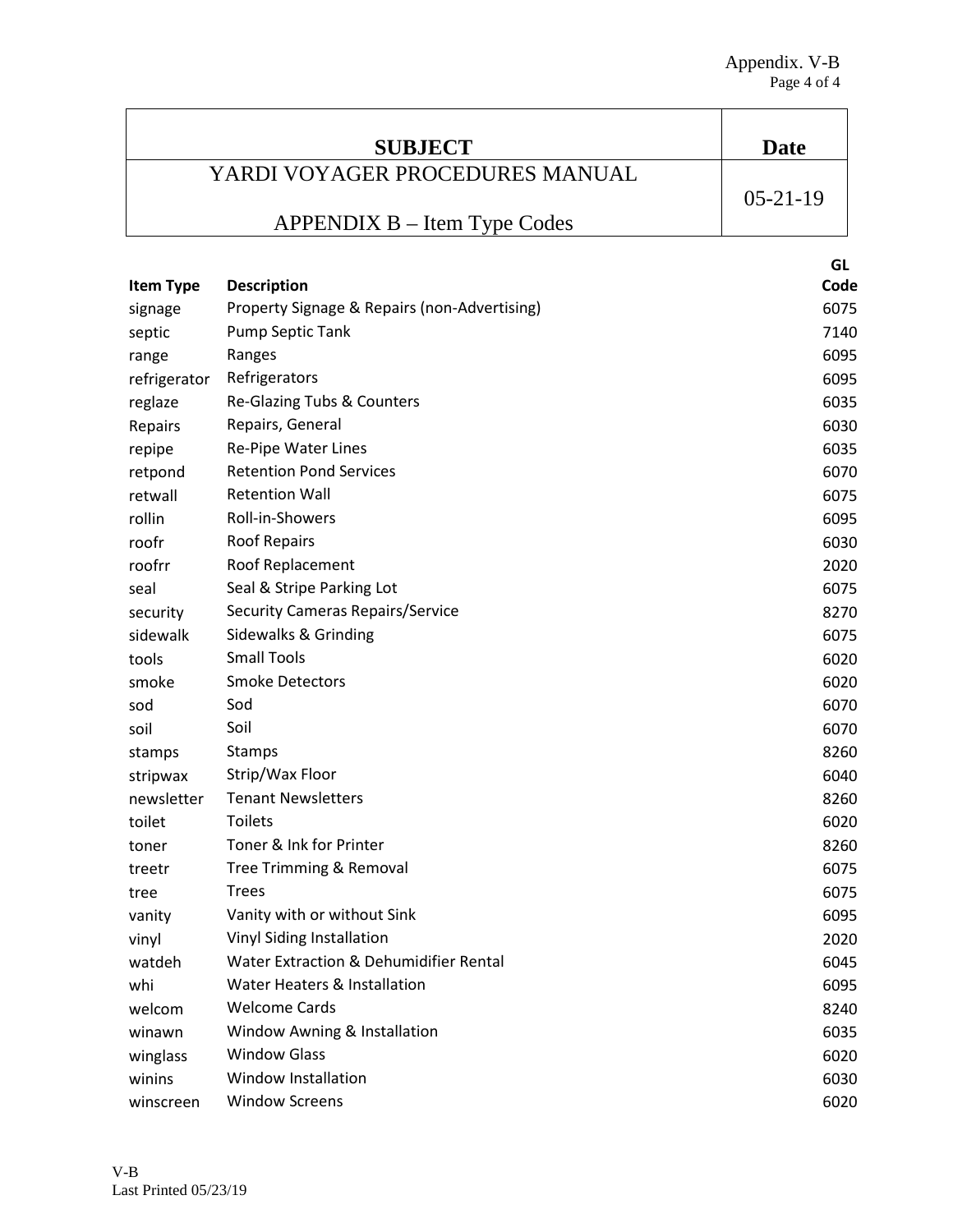| SUBJECT | Date |
| --- | --- |
| YARDI VOYAGER PROCEDURES MANUAL<br><br>APPENDIX B – Item Type Codes | 05-21-19 |

| Item Type | Description | GL Code |
| --- | --- | --- |
| signage | Property Signage & Repairs (non-Advertising) | 6075 |
| septic | Pump Septic Tank | 7140 |
| range | Ranges | 6095 |
| refrigerator | Refrigerators | 6095 |
| reglaze | Re-Glazing Tubs & Counters | 6035 |
| Repairs | Repairs, General | 6030 |
| repipe | Re-Pipe Water Lines | 6035 |
| retpond | Retention Pond Services | 6070 |
| retwall | Retention Wall | 6075 |
| rollin | Roll-in-Showers | 6095 |
| roofr | Roof Repairs | 6030 |
| roofrr | Roof Replacement | 2020 |
| seal | Seal & Stripe Parking Lot | 6075 |
| security | Security Cameras Repairs/Service | 8270 |
| sidewalk | Sidewalks & Grinding | 6075 |
| tools | Small Tools | 6020 |
| smoke | Smoke Detectors | 6020 |
| sod | Sod | 6070 |
| soil | Soil | 6070 |
| stamps | Stamps | 8260 |
| stripwax | Strip/Wax Floor | 6040 |
| newsletter | Tenant Newsletters | 8260 |
| toilet | Toilets | 6020 |
| toner | Toner & Ink for Printer | 8260 |
| treetr | Tree Trimming & Removal | 6075 |
| tree | Trees | 6075 |
| vanity | Vanity with or without Sink | 6095 |
| vinyl | Vinyl Siding Installation | 2020 |
| watdeh | Water Extraction & Dehumidifier Rental | 6045 |
| whi | Water Heaters & Installation | 6095 |
| welcom | Welcome Cards | 8240 |
| winawn | Window Awning & Installation | 6035 |
| winglass | Window Glass | 6020 |
| winins | Window Installation | 6030 |
| winscreen | Window Screens | 6020 |